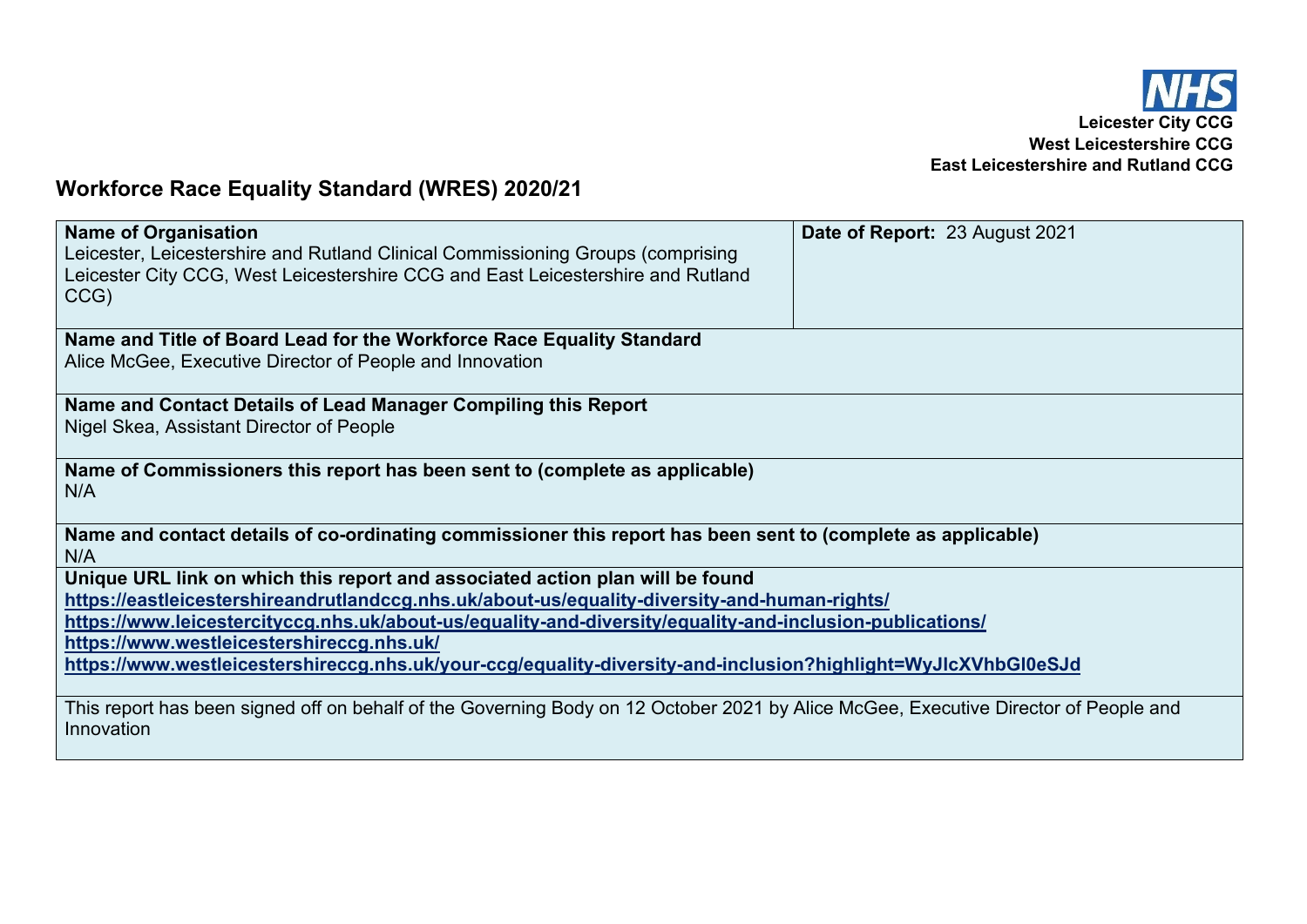**Leicester City CCG**
**West Leicestershire CCG**
**East Leicestershire and Rutland CCG**

# Workforce Race Equality Standard (WRES) 2020/21

| **Name of Organisation** Leicester, Leicestershire and Rutland Clinical Commissioning Groups (comprising Leicester City CCG, West Leicestershire CCG and East Leicestershire and Rutland CCG) | **Date of Report:** 23 August 2021 |
|---|---|
| **Name and Title of Board Lead for the Workforce Race Equality Standard** Alice McGee, Executive Director of People and Innovation | |
| **Name and Contact Details of Lead Manager Compiling this Report** Nigel Skea, Assistant Director of People | |
| **Name of Commissioners this report has been sent to (complete as applicable)** N/A | |
| **Name and contact details of co-ordinating commissioner this report has been sent to (complete as applicable)** N/A | |
| **Unique URL link on which this report and associated action plan will be found** https://eastleicestershireandrutlandccg.nhs.uk/about-us/equality-diversity-and-human-rights/ https://www.leicestercityccg.nhs.uk/about-us/equality-and-diversity/equality-and-inclusion-publications/ https://www.westleicestershireccg.nhs.uk/ https://www.westleicestershireccg.nhs.uk/your-ccg/equality-diversity-and-inclusion?highlight=WyJlcXVhbGl0eSJd | |
| This report has been signed off on behalf of the Governing Body on 12 October 2021 by Alice McGee, Executive Director of People and Innovation | |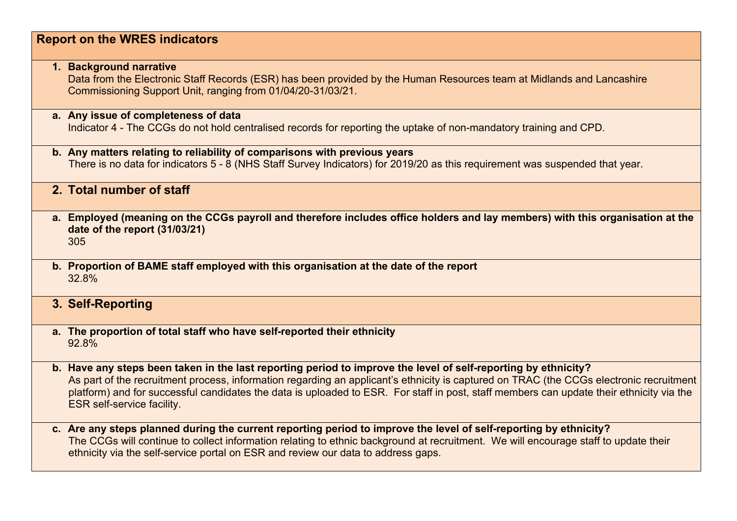## Report on the WRES indicators

### 1. Background narrative

Data from the Electronic Staff Records (ESR) has been provided by the Human Resources team at Midlands and Lancashire Commissioning Support Unit, ranging from 01/04/20-31/03/21.

**a. Any issue of completeness of data**

Indicator 4 - The CCGs do not hold centralised records for reporting the uptake of non-mandatory training and CPD.

**b. Any matters relating to reliability of comparisons with previous years**

There is no data for indicators 5 - 8 (NHS Staff Survey Indicators) for 2019/20 as this requirement was suspended that year.

### 2. Total number of staff

**a. Employed (meaning on the CCGs payroll and therefore includes office holders and lay members) with this organisation at the date of the report (31/03/21)**

305

**b. Proportion of BAME staff employed with this organisation at the date of the report**

32.8%

### 3. Self-Reporting

**a. The proportion of total staff who have self-reported their ethnicity**

92.8%

**b. Have any steps been taken in the last reporting period to improve the level of self-reporting by ethnicity?**

As part of the recruitment process, information regarding an applicant's ethnicity is captured on TRAC (the CCGs electronic recruitment platform) and for successful candidates the data is uploaded to ESR. For staff in post, staff members can update their ethnicity via the ESR self-service facility.

**c. Are any steps planned during the current reporting period to improve the level of self-reporting by ethnicity?**

The CCGs will continue to collect information relating to ethnic background at recruitment. We will encourage staff to update their ethnicity via the self-service portal on ESR and review our data to address gaps.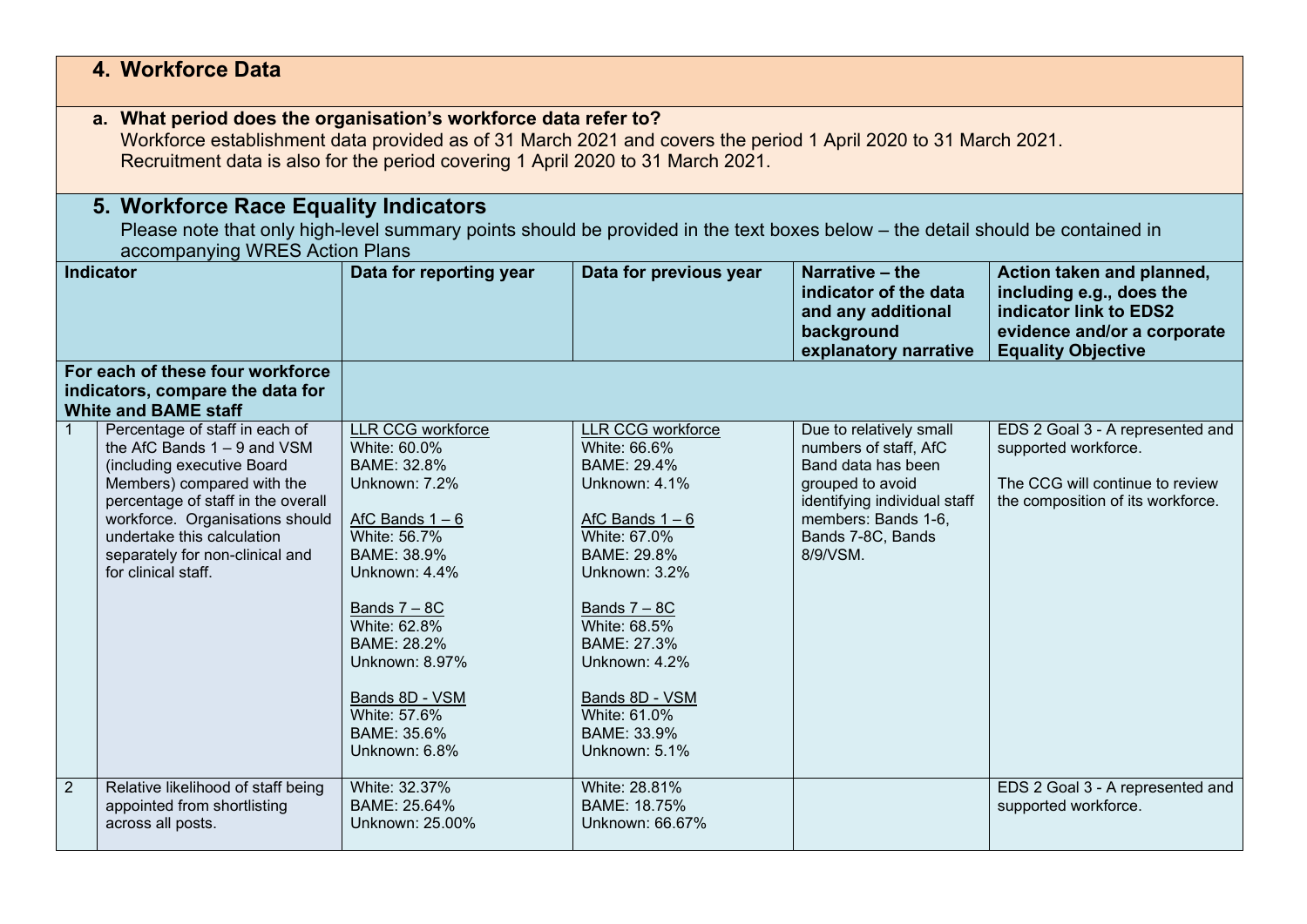## 4. Workforce Data

**a. What period does the organisation's workforce data refer to?**
Workforce establishment data provided as of 31 March 2021 and covers the period 1 April 2020 to 31 March 2021.
Recruitment data is also for the period covering 1 April 2020 to 31 March 2021.

## 5. Workforce Race Equality Indicators

Please note that only high-level summary points should be provided in the text boxes below – the detail should be contained in accompanying WRES Action Plans

| Indicator | | Data for reporting year | Data for previous year | Narrative – the indicator of the data and any additional background explanatory narrative | Action taken and planned, including e.g., does the indicator link to EDS2 evidence and/or a corporate Equality Objective |
|---|---|---|---|---|---|
| **For each of these four workforce indicators, compare the data for White and BAME staff** | | | | | |
| 1 | Percentage of staff in each of the AfC Bands 1 – 9 and VSM (including executive Board Members) compared with the percentage of staff in the overall workforce. Organisations should undertake this calculation separately for non-clinical and for clinical staff. | LLR CCG workforce<br>White: 60.0%<br>BAME: 32.8%<br>Unknown: 7.2%<br><br>AfC Bands 1 – 6<br>White: 56.7%<br>BAME: 38.9%<br>Unknown: 4.4%<br><br>Bands 7 – 8C<br>White: 62.8%<br>BAME: 28.2%<br>Unknown: 8.97%<br><br>Bands 8D - VSM<br>White: 57.6%<br>BAME: 35.6%<br>Unknown: 6.8% | LLR CCG workforce<br>White: 66.6%<br>BAME: 29.4%<br>Unknown: 4.1%<br><br>AfC Bands 1 – 6<br>White: 67.0%<br>BAME: 29.8%<br>Unknown: 3.2%<br><br>Bands 7 – 8C<br>White: 68.5%<br>BAME: 27.3%<br>Unknown: 4.2%<br><br>Bands 8D - VSM<br>White: 61.0%<br>BAME: 33.9%<br>Unknown: 5.1% | Due to relatively small numbers of staff, AfC Band data has been grouped to avoid identifying individual staff members: Bands 1-6, Bands 7-8C, Bands 8/9/VSM. | EDS 2 Goal 3 - A represented and supported workforce.<br><br>The CCG will continue to review the composition of its workforce. |
| 2 | Relative likelihood of staff being appointed from shortlisting across all posts. | White: 32.37%<br>BAME: 25.64%<br>Unknown: 25.00% | White: 28.81%<br>BAME: 18.75%<br>Unknown: 66.67% | | EDS 2 Goal 3 - A represented and supported workforce. |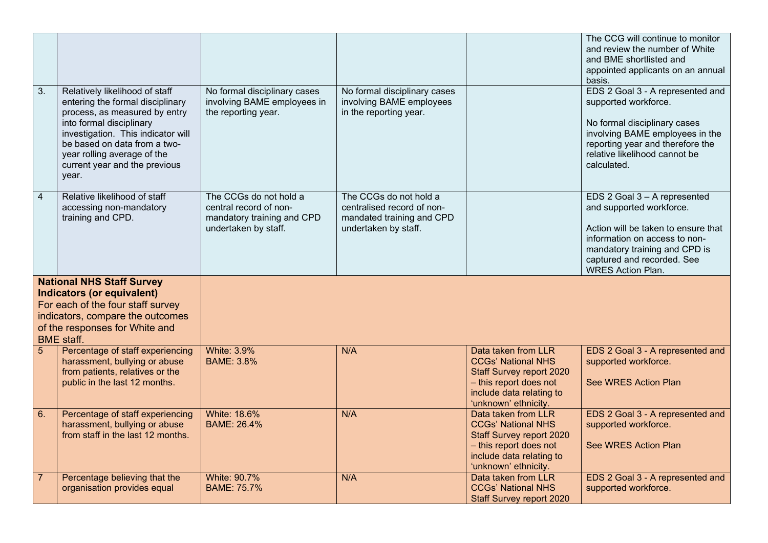| | | | | | |
|---|---|---|---|---|---|
| | | | | | The CCG will continue to monitor and review the number of White and BME shortlisted and appointed applicants on an annual basis. |
| 3. | Relatively likelihood of staff entering the formal disciplinary process, as measured by entry into formal disciplinary investigation. This indicator will be based on data from a two-year rolling average of the current year and the previous year. | No formal disciplinary cases involving BAME employees in the reporting year. | No formal disciplinary cases involving BAME employees in the reporting year. | | EDS 2 Goal 3 - A represented and supported workforce.<br><br>No formal disciplinary cases involving BAME employees in the reporting year and therefore the relative likelihood cannot be calculated. |
| 4 | Relative likelihood of staff accessing non-mandatory training and CPD. | The CCGs do not hold a central record of non-mandatory training and CPD undertaken by staff. | The CCGs do not hold a centralised record of non-mandated training and CPD undertaken by staff. | | EDS 2 Goal 3 – A represented and supported workforce.<br><br>Action will be taken to ensure that information on access to non-mandatory training and CPD is captured and recorded. See WRES Action Plan. |
| **National NHS Staff Survey Indicators (or equivalent)**<br>For each of the four staff survey indicators, compare the outcomes of the responses for White and BME staff. | | | | | |
| 5 | Percentage of staff experiencing harassment, bullying or abuse from patients, relatives or the public in the last 12 months. | White: 3.9%<br>BAME: 3.8% | N/A | Data taken from LLR CCGs' National NHS Staff Survey report 2020 – this report does not include data relating to 'unknown' ethnicity. | EDS 2 Goal 3 - A represented and supported workforce.<br><br>See WRES Action Plan |
| 6. | Percentage of staff experiencing harassment, bullying or abuse from staff in the last 12 months. | White: 18.6%<br>BAME: 26.4% | N/A | Data taken from LLR CCGs' National NHS Staff Survey report 2020 – this report does not include data relating to 'unknown' ethnicity. | EDS 2 Goal 3 - A represented and supported workforce.<br><br>See WRES Action Plan |
| 7 | Percentage believing that the organisation provides equal | White: 90.7%<br>BAME: 75.7% | N/A | Data taken from LLR CCGs' National NHS Staff Survey report 2020 | EDS 2 Goal 3 - A represented and supported workforce. |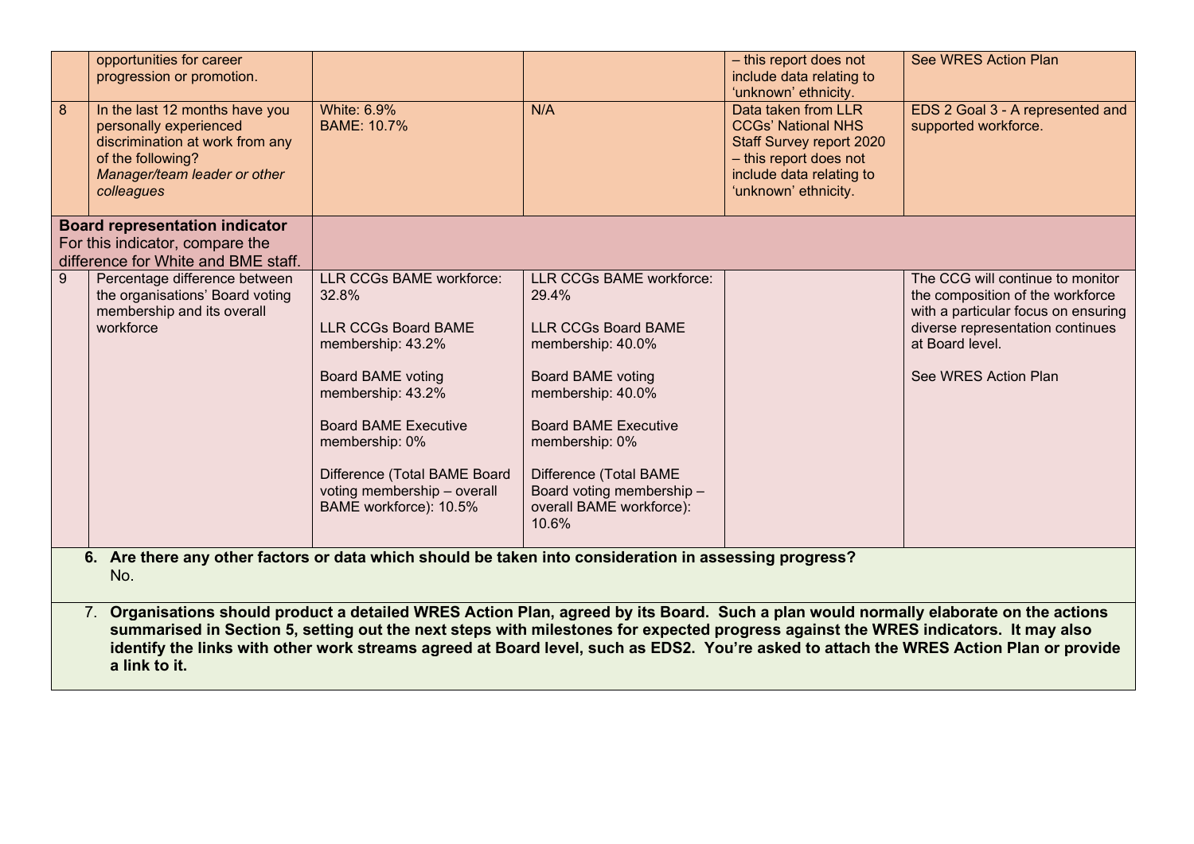| | | | | | |
|---|---|---|---|---|---|
| | opportunities for career progression or promotion. | | | – this report does not include data relating to 'unknown' ethnicity. | See WRES Action Plan |
| 8 | In the last 12 months have you personally experienced discrimination at work from any of the following? *Manager/team leader or other colleagues* | White: 6.9%<br>BAME: 10.7% | N/A | Data taken from LLR CCGs' National NHS Staff Survey report 2020 – this report does not include data relating to 'unknown' ethnicity. | EDS 2 Goal 3 - A represented and supported workforce. |
| **Board representation indicator** For this indicator, compare the difference for White and BME staff. | | | | | |
| 9 | Percentage difference between the organisations' Board voting membership and its overall workforce | LLR CCGs BAME workforce: 32.8%<br><br>LLR CCGs Board BAME membership: 43.2%<br><br>Board BAME voting membership: 43.2%<br><br>Board BAME Executive membership: 0%<br><br>Difference (Total BAME Board voting membership – overall BAME workforce): 10.5% | LLR CCGs BAME workforce: 29.4%<br><br>LLR CCGs Board BAME membership: 40.0%<br><br>Board BAME voting membership: 40.0%<br><br>Board BAME Executive membership: 0%<br><br>Difference (Total BAME Board voting membership – overall BAME workforce): 10.6% | | The CCG will continue to monitor the composition of the workforce with a particular focus on ensuring diverse representation continues at Board level.<br><br>See WRES Action Plan |

6. **Are there any other factors or data which should be taken into consideration in assessing progress?**
   No.

7. **Organisations should product a detailed WRES Action Plan, agreed by its Board. Such a plan would normally elaborate on the actions summarised in Section 5, setting out the next steps with milestones for expected progress against the WRES indicators. It may also identify the links with other work streams agreed at Board level, such as EDS2. You're asked to attach the WRES Action Plan or provide a link to it.**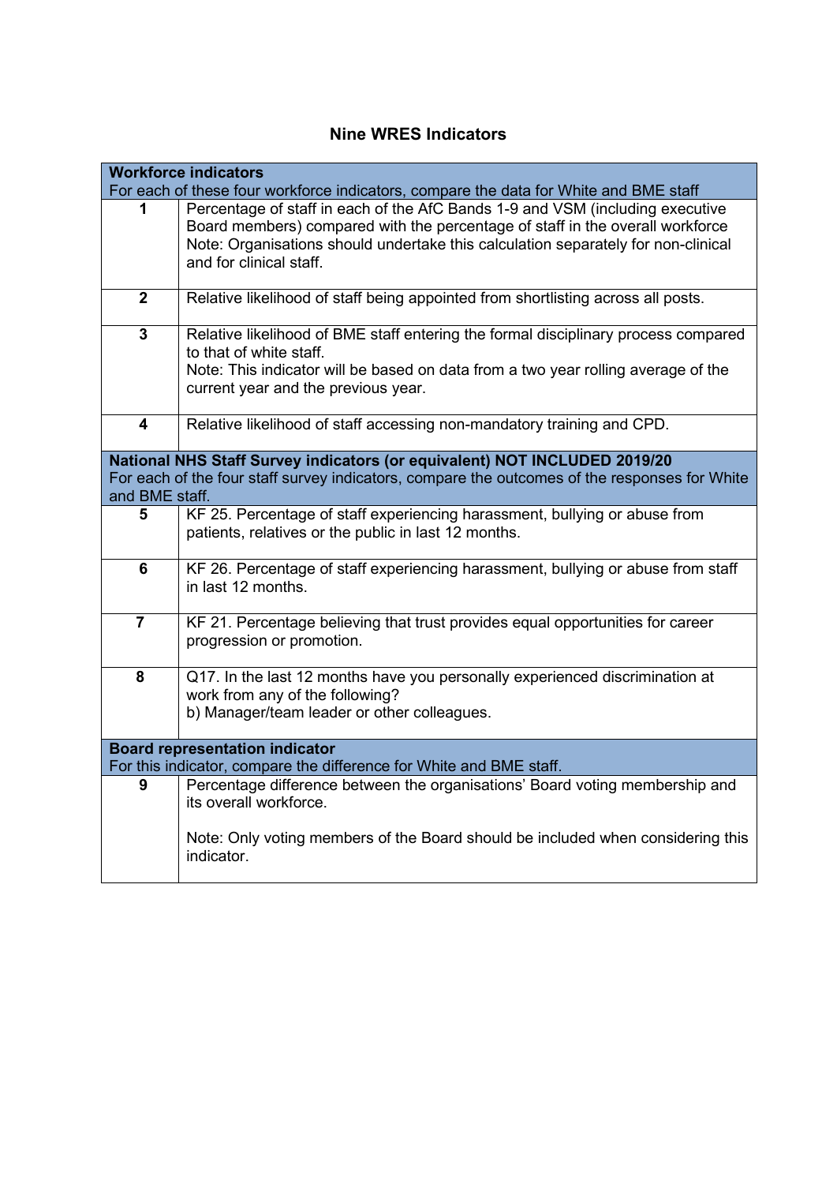## Nine WRES Indicators

| | |
|---|---|
| **Workforce indicators**<br>For each of these four workforce indicators, compare the data for White and BME staff | |
| **1** | Percentage of staff in each of the AfC Bands 1-9 and VSM (including executive Board members) compared with the percentage of staff in the overall workforce<br>Note: Organisations should undertake this calculation separately for non-clinical and for clinical staff. |
| **2** | Relative likelihood of staff being appointed from shortlisting across all posts. |
| **3** | Relative likelihood of BME staff entering the formal disciplinary process compared to that of white staff.<br>Note: This indicator will be based on data from a two year rolling average of the current year and the previous year. |
| **4** | Relative likelihood of staff accessing non-mandatory training and CPD. |
| **National NHS Staff Survey indicators (or equivalent) NOT INCLUDED 2019/20**<br>For each of the four staff survey indicators, compare the outcomes of the responses for White and BME staff. | |
| **5** | KF 25. Percentage of staff experiencing harassment, bullying or abuse from patients, relatives or the public in last 12 months. |
| **6** | KF 26. Percentage of staff experiencing harassment, bullying or abuse from staff in last 12 months. |
| **7** | KF 21. Percentage believing that trust provides equal opportunities for career progression or promotion. |
| **8** | Q17. In the last 12 months have you personally experienced discrimination at work from any of the following?<br>b) Manager/team leader or other colleagues. |
| **Board representation indicator**<br>For this indicator, compare the difference for White and BME staff. | |
| **9** | Percentage difference between the organisations' Board voting membership and its overall workforce.<br><br>Note: Only voting members of the Board should be included when considering this indicator. |